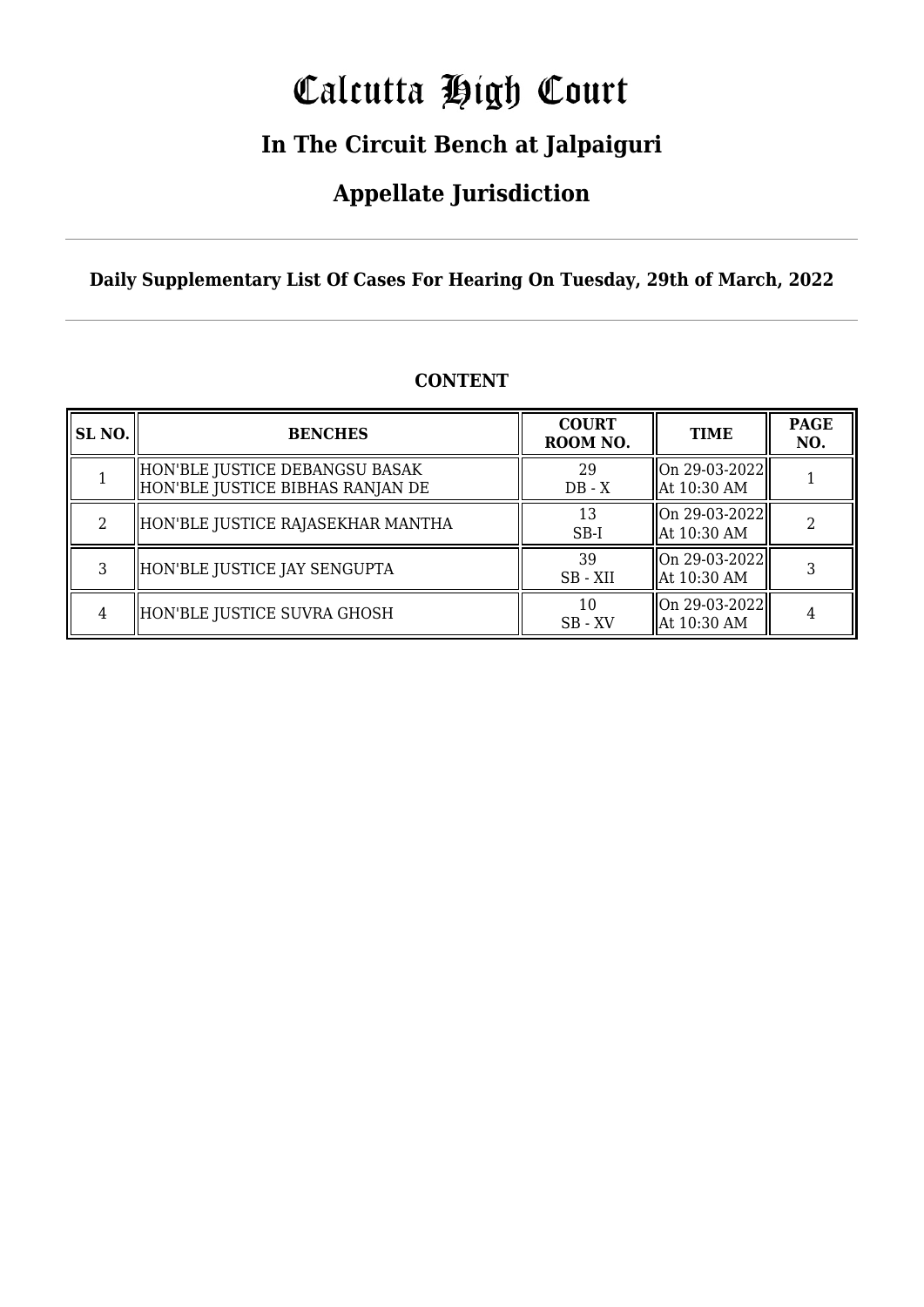# Calcutta High Court

## In The Circuit Bench at Jalpaiguri

## Appellate Jurisdiction

**Daily Supplementary List Of Cases For Hearing On Tuesday, 29th of March, 2022**

**CONTENT**

| SL NO. | BENCHES | COURT ROOM NO. | TIME | PAGE NO. |
|---|---|---|---|---|
| 1 | HON'BLE JUSTICE DEBANGSU BASAK<br>HON'BLE JUSTICE BIBHAS RANJAN DE | 29<br>DB - X | On 29-03-2022<br>At 10:30 AM | 1 |
| 2 | HON'BLE JUSTICE RAJASEKHAR MANTHA | 13<br>SB-I | On 29-03-2022<br>At 10:30 AM | 2 |
| 3 | HON'BLE JUSTICE JAY SENGUPTA | 39<br>SB - XII | On 29-03-2022<br>At 10:30 AM | 3 |
| 4 | HON'BLE JUSTICE SUVRA GHOSH | 10<br>SB - XV | On 29-03-2022<br>At 10:30 AM | 4 |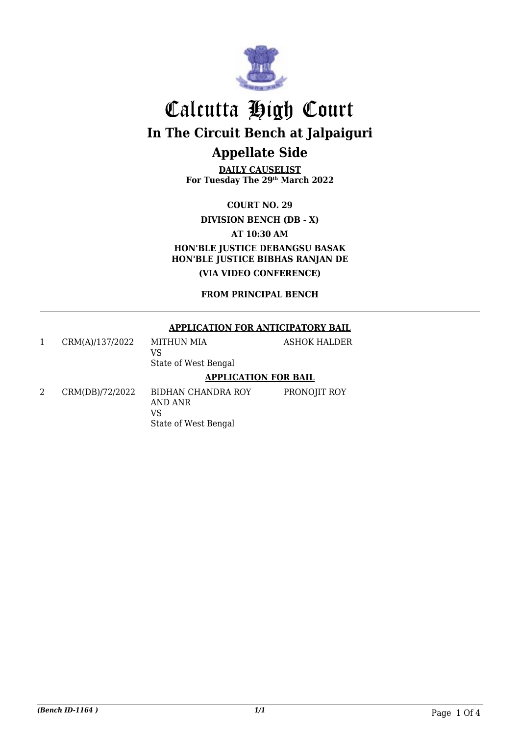# Calcutta High Court

## In The Circuit Bench at Jalpaiguri

## Appellate Side

**DAILY CAUSELIST**
**For Tuesday The 29th March 2022**

**COURT NO. 29**

**DIVISION BENCH (DB - X)**

**AT 10:30 AM**

**HON'BLE JUSTICE DEBANGSU BASAK**
**HON'BLE JUSTICE BIBHAS RANJAN DE**

**(VIA VIDEO CONFERENCE)**

**FROM PRINCIPAL BENCH**

---

**APPLICATION FOR ANTICIPATORY BAIL**

| | | | |
|---|---|---|---|
| 1 | CRM(A)/137/2022 | MITHUN MIA<br>VS<br>State of West Bengal | ASHOK HALDER |

**APPLICATION FOR BAIL**

| | | | |
|---|---|---|---|
| 2 | CRM(DB)/72/2022 | BIDHAN CHANDRA ROY AND ANR<br>VS<br>State of West Bengal | PRONOJIT ROY |

*(Bench ID-1164 )* 1/1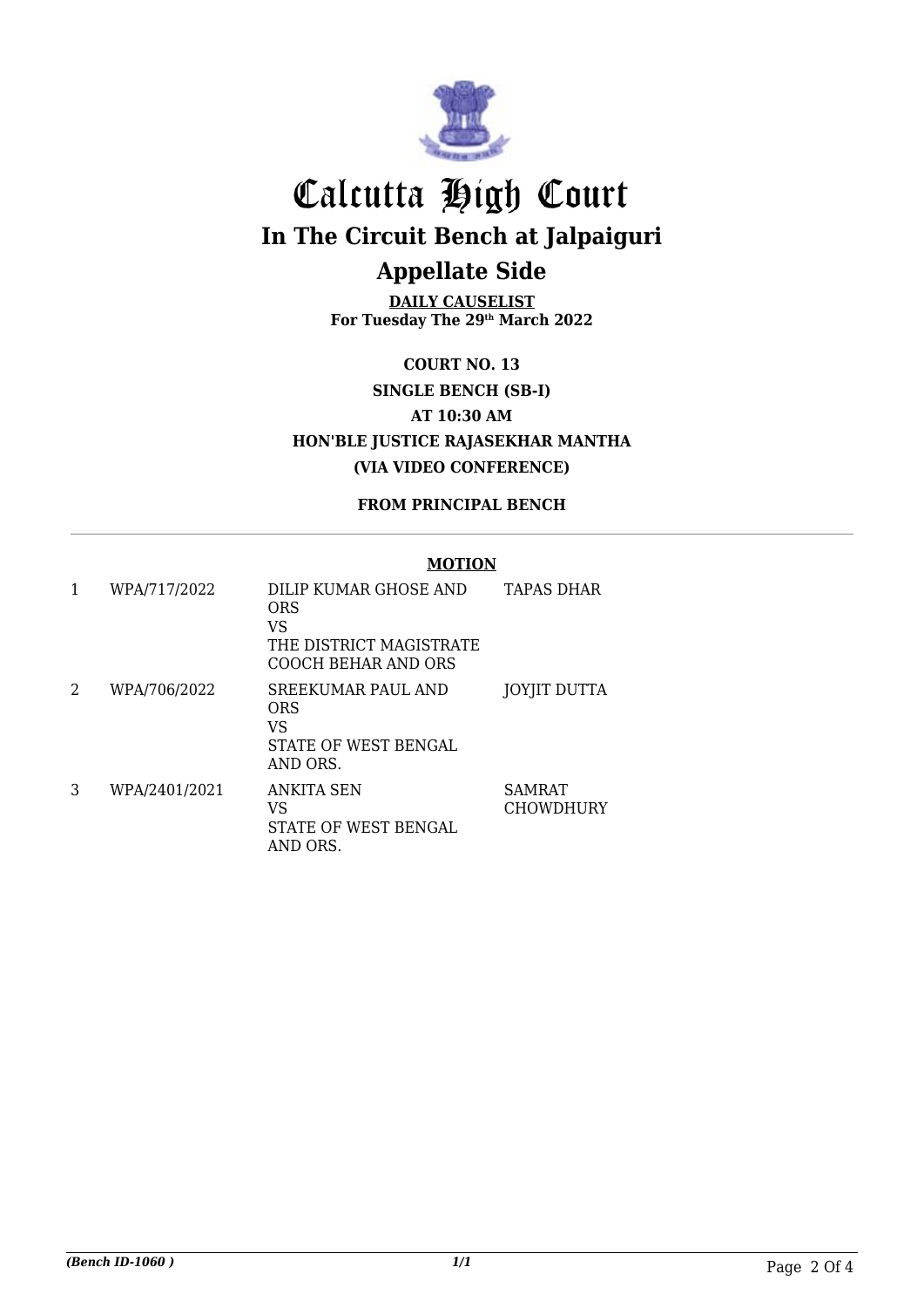# Calcutta High Court

## In The Circuit Bench at Jalpaiguri

## Appellate Side

**DAILY CAUSELIST**
**For Tuesday The 29th March 2022**

**COURT NO. 13**

**SINGLE BENCH (SB-I)**

**AT 10:30 AM**

**HON'BLE JUSTICE RAJASEKHAR MANTHA**

**(VIA VIDEO CONFERENCE)**

**FROM PRINCIPAL BENCH**

**MOTION**

| | | | |
|---|---|---|---|
| 1 | WPA/717/2022 | DILIP KUMAR GHOSE AND ORS<br>VS<br>THE DISTRICT MAGISTRATE COOCH BEHAR AND ORS | TAPAS DHAR |
| 2 | WPA/706/2022 | SREEKUMAR PAUL AND ORS<br>VS<br>STATE OF WEST BENGAL AND ORS. | JOYJIT DUTTA |
| 3 | WPA/2401/2021 | ANKITA SEN<br>VS<br>STATE OF WEST BENGAL AND ORS. | SAMRAT CHOWDHURY |

*(Bench ID-1060 )* *1/1*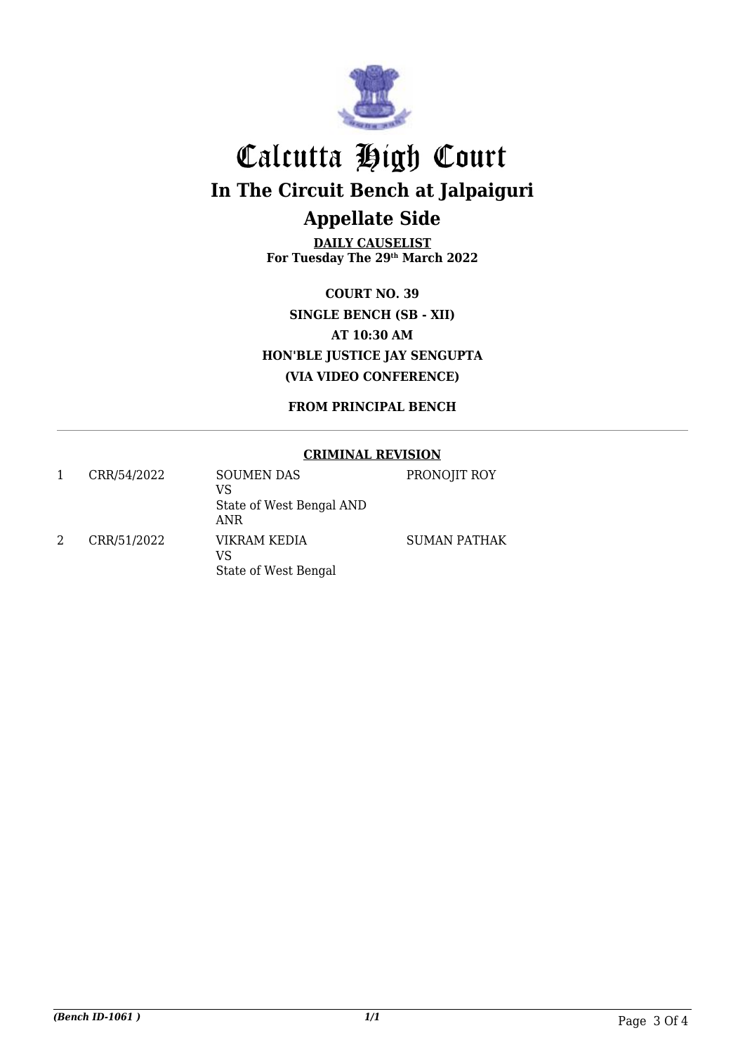# Calcutta High Court

## In The Circuit Bench at Jalpaiguri

## Appellate Side

**DAILY CAUSELIST**
**For Tuesday The 29th March 2022**

**COURT NO. 39**
**SINGLE BENCH (SB - XII)**
**AT 10:30 AM**
**HON'BLE JUSTICE JAY SENGUPTA**
**(VIA VIDEO CONFERENCE)**

**FROM PRINCIPAL BENCH**

**CRIMINAL REVISION**

| | | | |
|---|---|---|---|
| 1 | CRR/54/2022 | SOUMEN DAS<br>VS<br>State of West Bengal AND ANR | PRONOJIT ROY |
| 2 | CRR/51/2022 | VIKRAM KEDIA<br>VS<br>State of West Bengal | SUMAN PATHAK |

*(Bench ID-1061 )*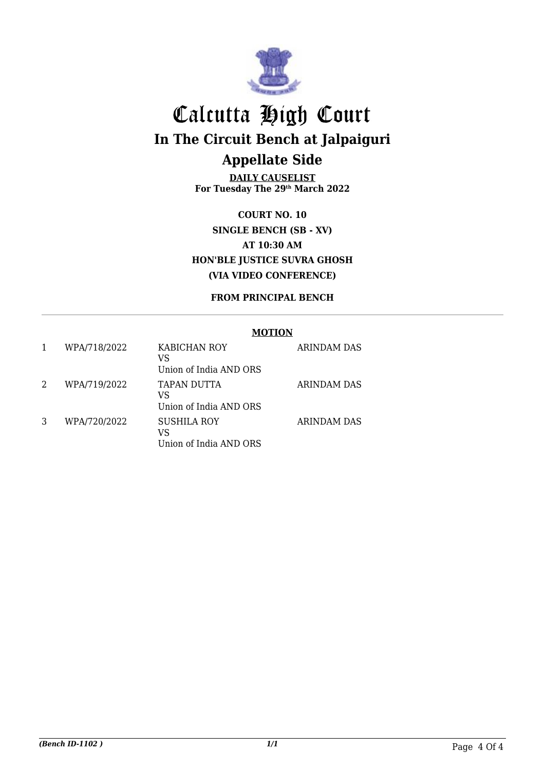# Calcutta High Court

## In The Circuit Bench at Jalpaiguri

## Appellate Side

**DAILY CAUSELIST**
**For Tuesday The 29th March 2022**

**COURT NO. 10**
**SINGLE BENCH (SB - XV)**
**AT 10:30 AM**
**HON'BLE JUSTICE SUVRA GHOSH**
**(VIA VIDEO CONFERENCE)**

**FROM PRINCIPAL BENCH**

**MOTION**

| | | | |
|---|---|---|---|
| 1 | WPA/718/2022 | KABICHAN ROY<br>VS<br>Union of India AND ORS | ARINDAM DAS |
| 2 | WPA/719/2022 | TAPAN DUTTA<br>VS<br>Union of India AND ORS | ARINDAM DAS |
| 3 | WPA/720/2022 | SUSHILA ROY<br>VS<br>Union of India AND ORS | ARINDAM DAS |

*(Bench ID-1102 )* *1/1*